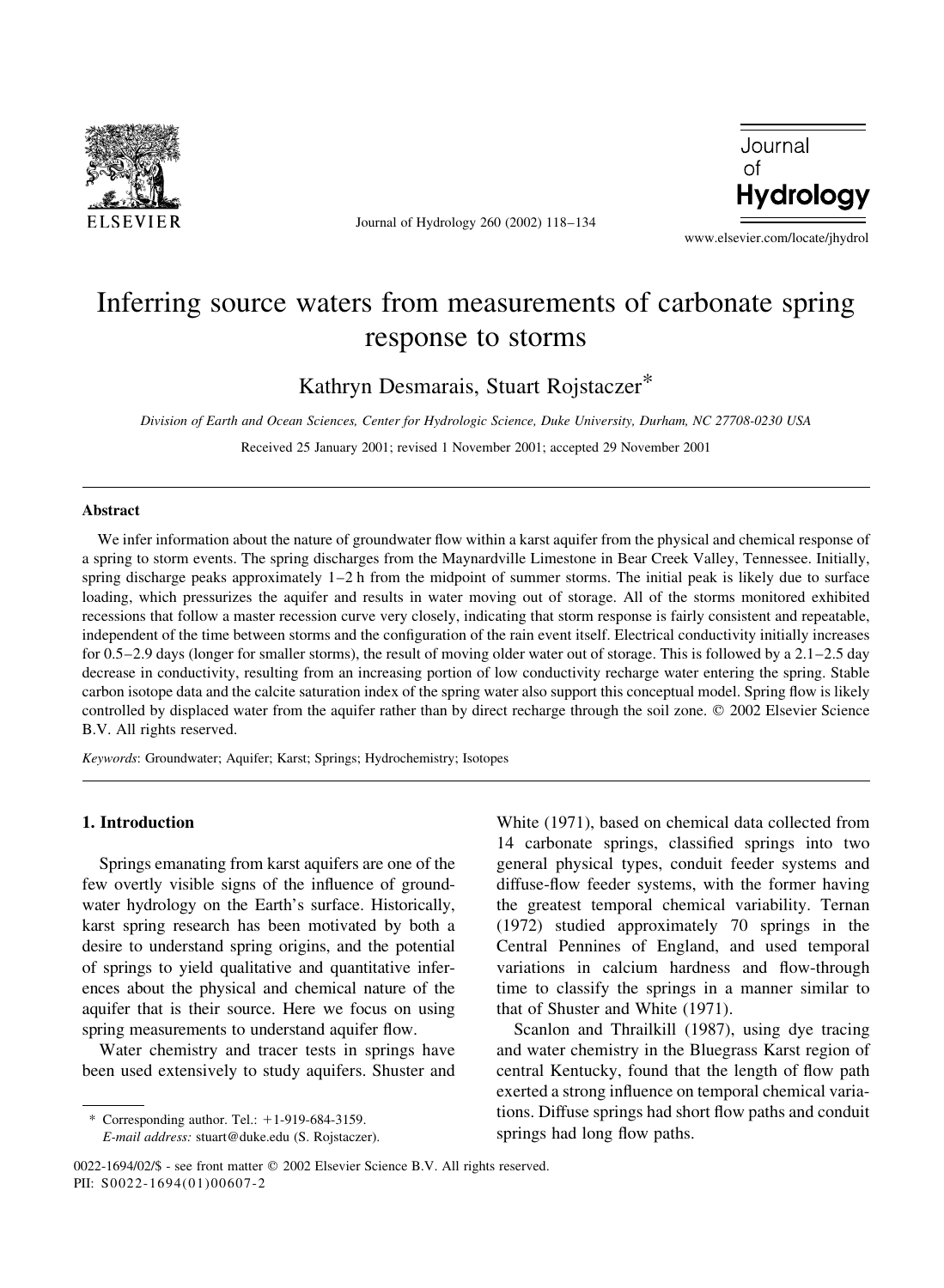# Inferring source waters from measurements of carbonate spring response to storms

Kathryn Desmarais, Stuart Rojstaczer*

*Division of Earth and Ocean Sciences, Center for Hydrologic Science, Duke University, Durham, NC 27708-0230 USA*

Received 25 January 2001; revised 1 November 2001; accepted 29 November 2001

## Abstract

We infer information about the nature of groundwater flow within a karst aquifer from the physical and chemical response of a spring to storm events. The spring discharges from the Maynardville Limestone in Bear Creek Valley, Tennessee. Initially, spring discharge peaks approximately 1–2 h from the midpoint of summer storms. The initial peak is likely due to surface loading, which pressurizes the aquifer and results in water moving out of storage. All of the storms monitored exhibited recessions that follow a master recession curve very closely, indicating that storm response is fairly consistent and repeatable, independent of the time between storms and the configuration of the rain event itself. Electrical conductivity initially increases for 0.5–2.9 days (longer for smaller storms), the result of moving older water out of storage. This is followed by a 2.1–2.5 day decrease in conductivity, resulting from an increasing portion of low conductivity recharge water entering the spring. Stable carbon isotope data and the calcite saturation index of the spring water also support this conceptual model. Spring flow is likely controlled by displaced water from the aquifer rather than by direct recharge through the soil zone. © 2002 Elsevier Science B.V. All rights reserved.

*Keywords*: Groundwater; Aquifer; Karst; Springs; Hydrochemistry; Isotopes

## 1. Introduction

Springs emanating from karst aquifers are one of the few overtly visible signs of the influence of groundwater hydrology on the Earth's surface. Historically, karst spring research has been motivated by both a desire to understand spring origins, and the potential of springs to yield qualitative and quantitative inferences about the physical and chemical nature of the aquifer that is their source. Here we focus on using spring measurements to understand aquifer flow.

Water chemistry and tracer tests in springs have been used extensively to study aquifers. Shuster and White (1971), based on chemical data collected from 14 carbonate springs, classified springs into two general physical types, conduit feeder systems and diffuse-flow feeder systems, with the former having the greatest temporal chemical variability. Ternan (1972) studied approximately 70 springs in the Central Pennines of England, and used temporal variations in calcium hardness and flow-through time to classify the springs in a manner similar to that of Shuster and White (1971).

Scanlon and Thrailkill (1987), using dye tracing and water chemistry in the Bluegrass Karst region of central Kentucky, found that the length of flow path exerted a strong influence on temporal chemical variations. Diffuse springs had short flow paths and conduit springs had long flow paths.

\* Corresponding author. Tel.: +1-919-684-3159.
*E-mail address:* stuart@duke.edu (S. Rojstaczer).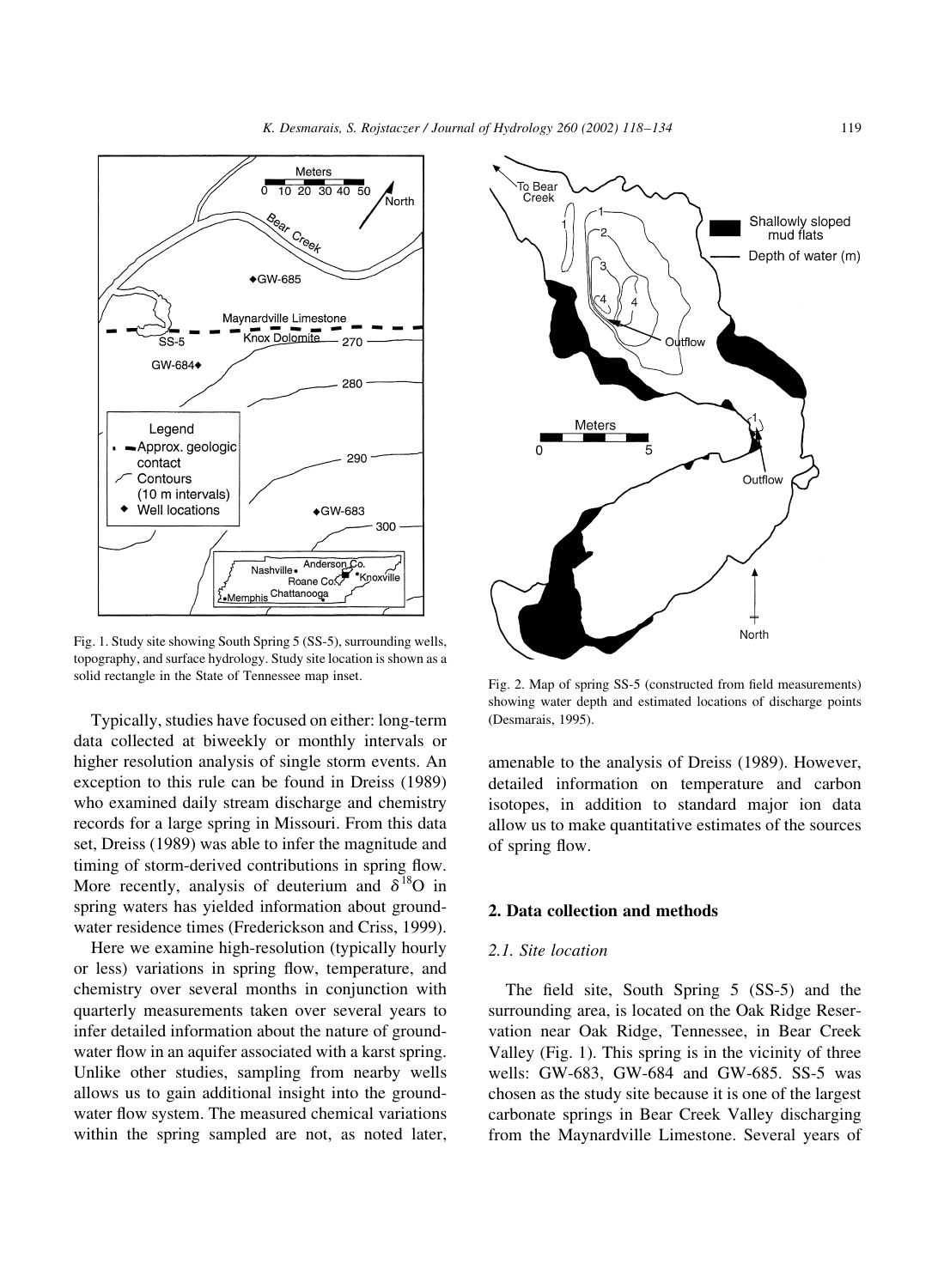Fig. 1. Study site showing South Spring 5 (SS-5), surrounding wells, topography, and surface hydrology. Study site location is shown as a solid rectangle in the State of Tennessee map inset.

Fig. 2. Map of spring SS-5 (constructed from field measurements) showing water depth and estimated locations of discharge points (Desmarais, 1995).

Typically, studies have focused on either: long-term data collected at biweekly or monthly intervals or higher resolution analysis of single storm events. An exception to this rule can be found in Dreiss (1989) who examined daily stream discharge and chemistry records for a large spring in Missouri. From this data set, Dreiss (1989) was able to infer the magnitude and timing of storm-derived contributions in spring flow. More recently, analysis of deuterium and $\delta^{18}O$ in spring waters has yielded information about groundwater residence times (Frederickson and Criss, 1999).

Here we examine high-resolution (typically hourly or less) variations in spring flow, temperature, and chemistry over several months in conjunction with quarterly measurements taken over several years to infer detailed information about the nature of groundwater flow in an aquifer associated with a karst spring. Unlike other studies, sampling from nearby wells allows us to gain additional insight into the groundwater flow system. The measured chemical variations within the spring sampled are not, as noted later, amenable to the analysis of Dreiss (1989). However, detailed information on temperature and carbon isotopes, in addition to standard major ion data allow us to make quantitative estimates of the sources of spring flow.

## 2. Data collection and methods

### 2.1. Site location

The field site, South Spring 5 (SS-5) and the surrounding area, is located on the Oak Ridge Reservation near Oak Ridge, Tennessee, in Bear Creek Valley (Fig. 1). This spring is in the vicinity of three wells: GW-683, GW-684 and GW-685. SS-5 was chosen as the study site because it is one of the largest carbonate springs in Bear Creek Valley discharging from the Maynardville Limestone. Several years of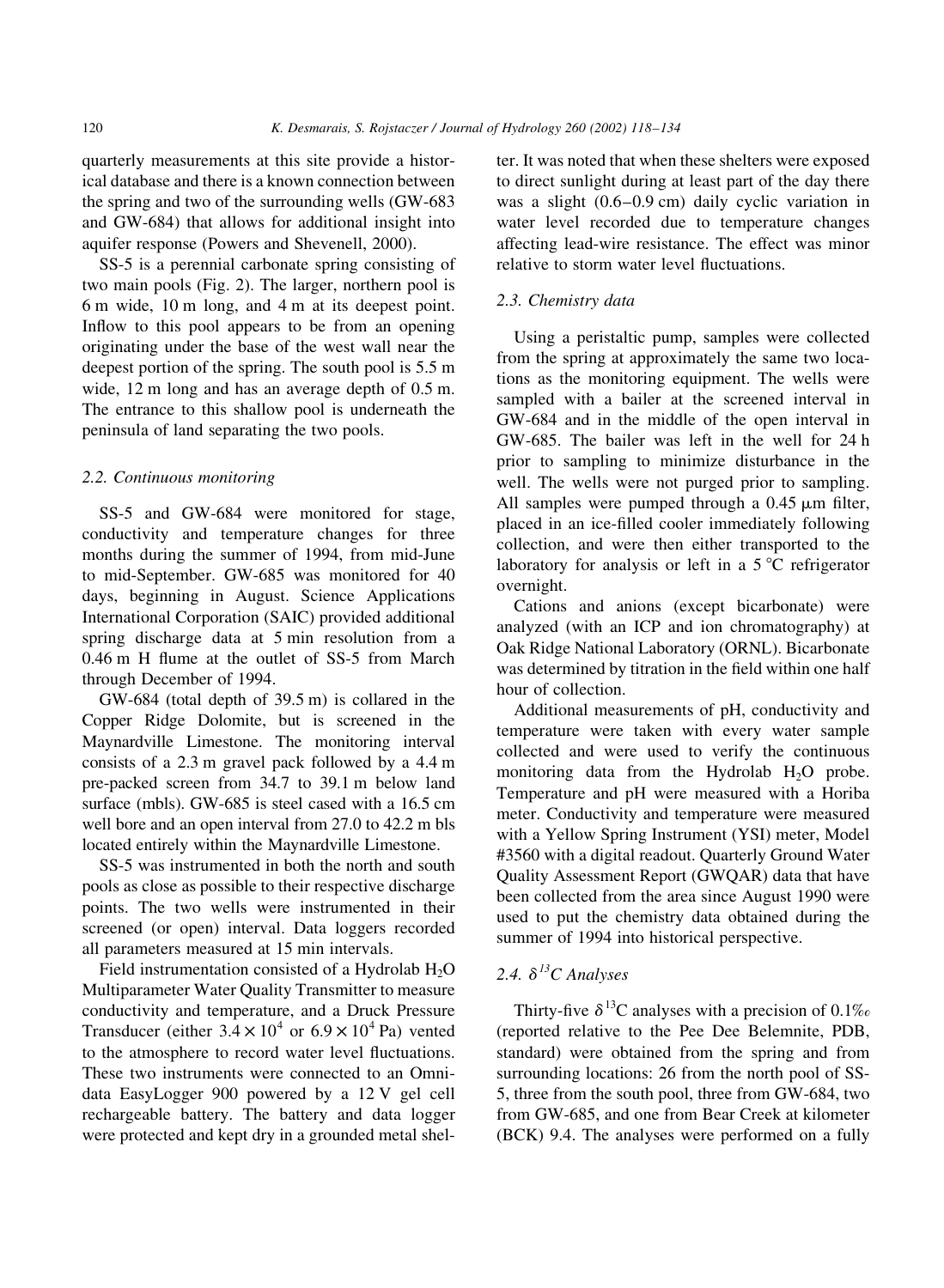quarterly measurements at this site provide a historical database and there is a known connection between the spring and two of the surrounding wells (GW-683 and GW-684) that allows for additional insight into aquifer response (Powers and Shevenell, 2000).

SS-5 is a perennial carbonate spring consisting of two main pools (Fig. 2). The larger, northern pool is 6 m wide, 10 m long, and 4 m at its deepest point. Inflow to this pool appears to be from an opening originating under the base of the west wall near the deepest portion of the spring. The south pool is 5.5 m wide, 12 m long and has an average depth of 0.5 m. The entrance to this shallow pool is underneath the peninsula of land separating the two pools.

### 2.2. Continuous monitoring

SS-5 and GW-684 were monitored for stage, conductivity and temperature changes for three months during the summer of 1994, from mid-June to mid-September. GW-685 was monitored for 40 days, beginning in August. Science Applications International Corporation (SAIC) provided additional spring discharge data at 5 min resolution from a 0.46 m H flume at the outlet of SS-5 from March through December of 1994.

GW-684 (total depth of 39.5 m) is collared in the Copper Ridge Dolomite, but is screened in the Maynardville Limestone. The monitoring interval consists of a 2.3 m gravel pack followed by a 4.4 m pre-packed screen from 34.7 to 39.1 m below land surface (mbls). GW-685 is steel cased with a 16.5 cm well bore and an open interval from 27.0 to 42.2 m bls located entirely within the Maynardville Limestone.

SS-5 was instrumented in both the north and south pools as close as possible to their respective discharge points. The two wells were instrumented in their screened (or open) interval. Data loggers recorded all parameters measured at 15 min intervals.

Field instrumentation consisted of a Hydrolab $H_2O$ Multiparameter Water Quality Transmitter to measure conductivity and temperature, and a Druck Pressure Transducer (either $3.4 \times 10^4$ or $6.9 \times 10^4$ Pa) vented to the atmosphere to record water level fluctuations. These two instruments were connected to an Omnidata EasyLogger 900 powered by a 12 V gel cell rechargeable battery. The battery and data logger were protected and kept dry in a grounded metal shelter. It was noted that when these shelters were exposed to direct sunlight during at least part of the day there was a slight (0.6–0.9 cm) daily cyclic variation in water level recorded due to temperature changes affecting lead-wire resistance. The effect was minor relative to storm water level fluctuations.

### 2.3. Chemistry data

Using a peristaltic pump, samples were collected from the spring at approximately the same two locations as the monitoring equipment. The wells were sampled with a bailer at the screened interval in GW-684 and in the middle of the open interval in GW-685. The bailer was left in the well for 24 h prior to sampling to minimize disturbance in the well. The wells were not purged prior to sampling. All samples were pumped through a 0.45 μm filter, placed in an ice-filled cooler immediately following collection, and were then either transported to the laboratory for analysis or left in a 5 °C refrigerator overnight.

Cations and anions (except bicarbonate) were analyzed (with an ICP and ion chromatography) at Oak Ridge National Laboratory (ORNL). Bicarbonate was determined by titration in the field within one half hour of collection.

Additional measurements of pH, conductivity and temperature were taken with every water sample collected and were used to verify the continuous monitoring data from the Hydrolab $H_2O$ probe. Temperature and pH were measured with a Horiba meter. Conductivity and temperature were measured with a Yellow Spring Instrument (YSI) meter, Model #3560 with a digital readout. Quarterly Ground Water Quality Assessment Report (GWQAR) data that have been collected from the area since August 1990 were used to put the chemistry data obtained during the summer of 1994 into historical perspective.

### 2.4. $\delta^{13}C$ Analyses

Thirty-five $\delta^{13}C$ analyses with a precision of 0.1‰ (reported relative to the Pee Dee Belemnite, PDB, standard) were obtained from the spring and from surrounding locations: 26 from the north pool of SS-5, three from the south pool, three from GW-684, two from GW-685, and one from Bear Creek at kilometer (BCK) 9.4. The analyses were performed on a fully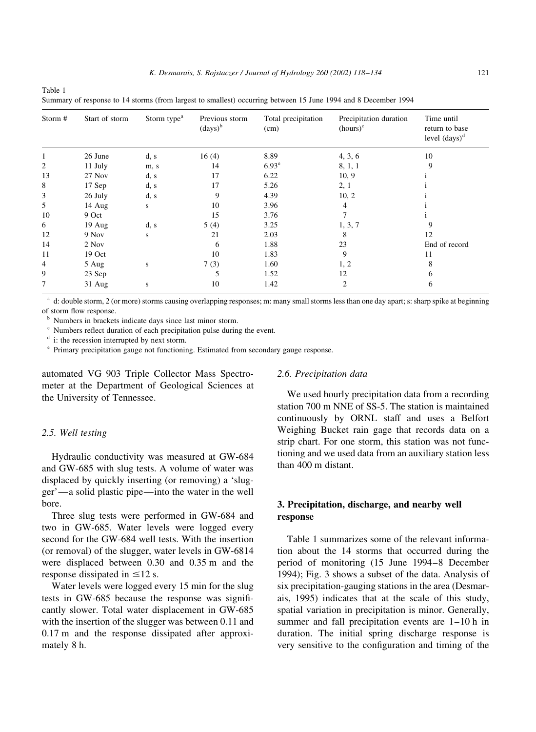Table 1
Summary of response to 14 storms (from largest to smallest) occurring between 15 June 1994 and 8 December 1994

| Storm # | Start of storm | Storm type[a] | Previous storm (days)[b] | Total precipitation (cm) | Precipitation duration (hours)[c] | Time until return to base level (days)[d] |
|---|---|---|---|---|---|---|
| 1 | 26 June | d, s | 16 (4) | 8.89 | 4, 3, 6 | 10 |
| 2 | 11 July | m, s | 14 | 6.93[e] | 8, 1, 1 | 9 |
| 13 | 27 Nov | d, s | 17 | 6.22 | 10, 9 | i |
| 8 | 17 Sep | d, s | 17 | 5.26 | 2, 1 | i |
| 3 | 26 July | d, s | 9 | 4.39 | 10, 2 | i |
| 5 | 14 Aug | s | 10 | 3.96 | 4 | i |
| 10 | 9 Oct | | 15 | 3.76 | 7 | i |
| 6 | 19 Aug | d, s | 5 (4) | 3.25 | 1, 3, 7 | 9 |
| 12 | 9 Nov | s | 21 | 2.03 | 8 | 12 |
| 14 | 2 Nov | | 6 | 1.88 | 23 | End of record |
| 11 | 19 Oct | | 10 | 1.83 | 9 | 11 |
| 4 | 5 Aug | s | 7 (3) | 1.60 | 1, 2 | 8 |
| 9 | 23 Sep | | 5 | 1.52 | 12 | 6 |
| 7 | 31 Aug | s | 10 | 1.42 | 2 | 6 |

[a] d: double storm, 2 (or more) storms causing overlapping responses; m: many small storms less than one day apart; s: sharp spike at beginning of storm flow response.
[b] Numbers in brackets indicate days since last minor storm.
[c] Numbers reflect duration of each precipitation pulse during the event.
[d] i: the recession interrupted by next storm.
[e] Primary precipitation gauge not functioning. Estimated from secondary gauge response.

automated VG 903 Triple Collector Mass Spectrometer at the Department of Geological Sciences at the University of Tennessee.

### 2.5. Well testing

Hydraulic conductivity was measured at GW-684 and GW-685 with slug tests. A volume of water was displaced by quickly inserting (or removing) a 'slugger'—a solid plastic pipe—into the water in the well bore.

Three slug tests were performed in GW-684 and two in GW-685. Water levels were logged every second for the GW-684 well tests. With the insertion (or removal) of the slugger, water levels in GW-6814 were displaced between 0.30 and 0.35 m and the response dissipated in ≤12 s.

Water levels were logged every 15 min for the slug tests in GW-685 because the response was significantly slower. Total water displacement in GW-685 with the insertion of the slugger was between 0.11 and 0.17 m and the response dissipated after approximately 8 h.

### 2.6. Precipitation data

We used hourly precipitation data from a recording station 700 m NNE of SS-5. The station is maintained continuously by ORNL staff and uses a Belfort Weighing Bucket rain gage that records data on a strip chart. For one storm, this station was not functioning and we used data from an auxiliary station less than 400 m distant.

## 3. Precipitation, discharge, and nearby well response

Table 1 summarizes some of the relevant information about the 14 storms that occurred during the period of monitoring (15 June 1994–8 December 1994); Fig. 3 shows a subset of the data. Analysis of six precipitation-gauging stations in the area (Desmarais, 1995) indicates that at the scale of this study, spatial variation in precipitation is minor. Generally, summer and fall precipitation events are 1–10 h in duration. The initial spring discharge response is very sensitive to the configuration and timing of the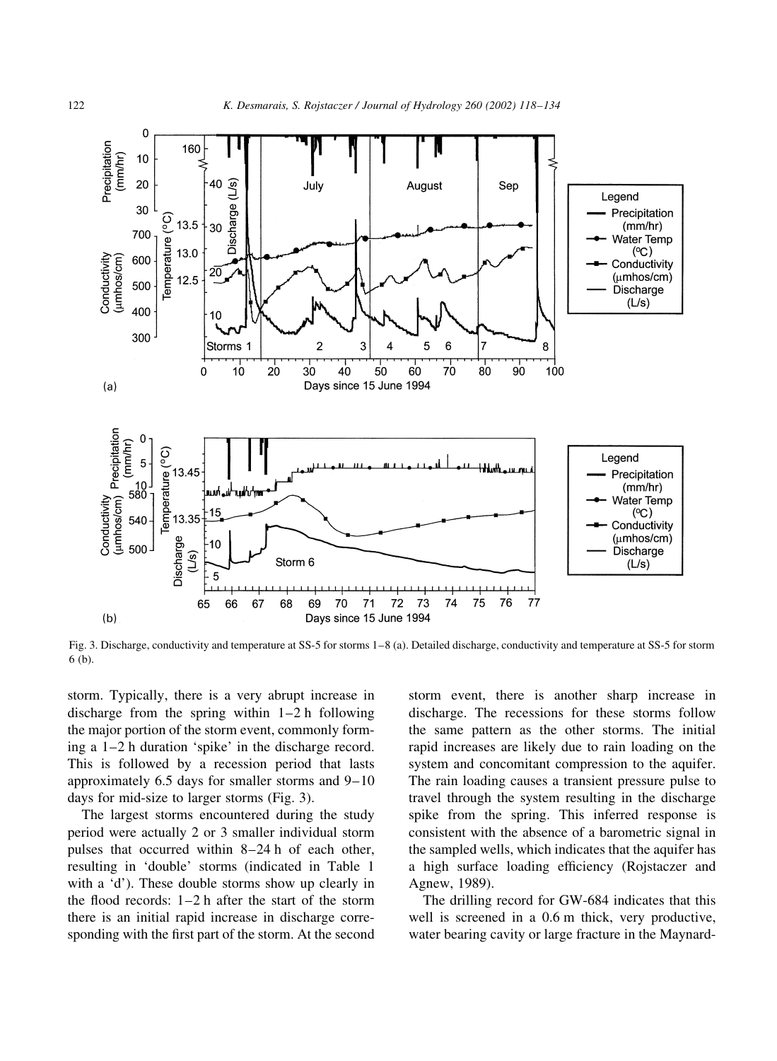Fig. 3. Discharge, conductivity and temperature at SS-5 for storms 1–8 (a). Detailed discharge, conductivity and temperature at SS-5 for storm 6 (b).

storm. Typically, there is a very abrupt increase in discharge from the spring within 1–2 h following the major portion of the storm event, commonly forming a 1–2 h duration 'spike' in the discharge record. This is followed by a recession period that lasts approximately 6.5 days for smaller storms and 9–10 days for mid-size to larger storms (Fig. 3).

The largest storms encountered during the study period were actually 2 or 3 smaller individual storm pulses that occurred within 8–24 h of each other, resulting in 'double' storms (indicated in Table 1 with a 'd'). These double storms show up clearly in the flood records: 1–2 h after the start of the storm there is an initial rapid increase in discharge corresponding with the first part of the storm. At the second storm event, there is another sharp increase in discharge. The recessions for these storms follow the same pattern as the other storms. The initial rapid increases are likely due to rain loading on the system and concomitant compression to the aquifer. The rain loading causes a transient pressure pulse to travel through the system resulting in the discharge spike from the spring. This inferred response is consistent with the absence of a barometric signal in the sampled wells, which indicates that the aquifer has a high surface loading efficiency (Rojstaczer and Agnew, 1989).

The drilling record for GW-684 indicates that this well is screened in a 0.6 m thick, very productive, water bearing cavity or large fracture in the Maynard-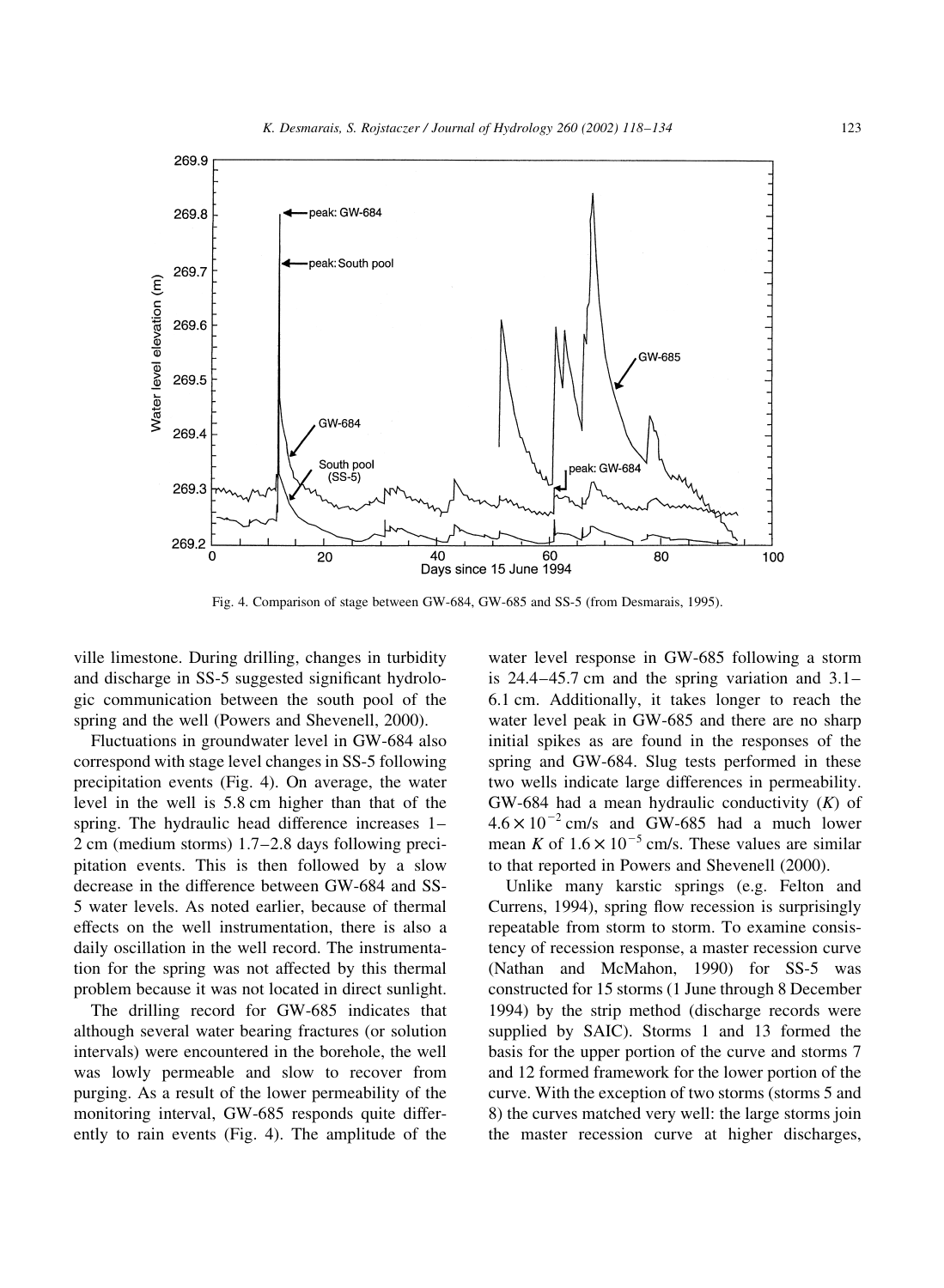Fig. 4. Comparison of stage between GW-684, GW-685 and SS-5 (from Desmarais, 1995).

ville limestone. During drilling, changes in turbidity and discharge in SS-5 suggested significant hydrologic communication between the south pool of the spring and the well (Powers and Shevenell, 2000).

Fluctuations in groundwater level in GW-684 also correspond with stage level changes in SS-5 following precipitation events (Fig. 4). On average, the water level in the well is 5.8 cm higher than that of the spring. The hydraulic head difference increases 1–2 cm (medium storms) 1.7–2.8 days following precipitation events. This is then followed by a slow decrease in the difference between GW-684 and SS-5 water levels. As noted earlier, because of thermal effects on the well instrumentation, there is also a daily oscillation in the well record. The instrumentation for the spring was not affected by this thermal problem because it was not located in direct sunlight.

The drilling record for GW-685 indicates that although several water bearing fractures (or solution intervals) were encountered in the borehole, the well was lowly permeable and slow to recover from purging. As a result of the lower permeability of the monitoring interval, GW-685 responds quite differently to rain events (Fig. 4). The amplitude of the water level response in GW-685 following a storm is 24.4–45.7 cm and the spring variation and 3.1–6.1 cm. Additionally, it takes longer to reach the water level peak in GW-685 and there are no sharp initial spikes as are found in the responses of the spring and GW-684. Slug tests performed in these two wells indicate large differences in permeability. GW-684 had a mean hydraulic conductivity ($K$) of $4.6 \times 10^{-2}$ cm/s and GW-685 had a much lower mean $K$ of $1.6 \times 10^{-5}$ cm/s. These values are similar to that reported in Powers and Shevenell (2000).

Unlike many karstic springs (e.g. Felton and Currens, 1994), spring flow recession is surprisingly repeatable from storm to storm. To examine consistency of recession response, a master recession curve (Nathan and McMahon, 1990) for SS-5 was constructed for 15 storms (1 June through 8 December 1994) by the strip method (discharge records were supplied by SAIC). Storms 1 and 13 formed the basis for the upper portion of the curve and storms 7 and 12 formed framework for the lower portion of the curve. With the exception of two storms (storms 5 and 8) the curves matched very well: the large storms join the master recession curve at higher discharges,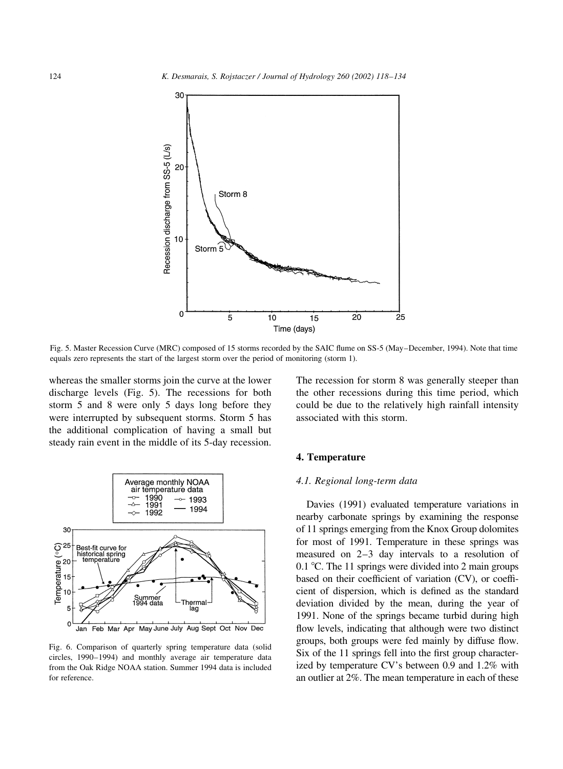Fig. 5. Master Recession Curve (MRC) composed of 15 storms recorded by the SAIC flume on SS-5 (May–December, 1994). Note that time equals zero represents the start of the largest storm over the period of monitoring (storm 1).

whereas the smaller storms join the curve at the lower discharge levels (Fig. 5). The recessions for both storm 5 and 8 were only 5 days long before they were interrupted by subsequent storms. Storm 5 has the additional complication of having a small but steady rain event in the middle of its 5-day recession. The recession for storm 8 was generally steeper than the other recessions during this time period, which could be due to the relatively high rainfall intensity associated with this storm.

Fig. 6. Comparison of quarterly spring temperature data (solid circles, 1990–1994) and monthly average air temperature data from the Oak Ridge NOAA station. Summer 1994 data is included for reference.

## 4. Temperature

### 4.1. Regional long-term data

Davies (1991) evaluated temperature variations in nearby carbonate springs by examining the response of 11 springs emerging from the Knox Group dolomites for most of 1991. Temperature in these springs was measured on 2–3 day intervals to a resolution of 0.1 °C. The 11 springs were divided into 2 main groups based on their coefficient of variation (CV), or coefficient of dispersion, which is defined as the standard deviation divided by the mean, during the year of 1991. None of the springs became turbid during high flow levels, indicating that although were two distinct groups, both groups were fed mainly by diffuse flow. Six of the 11 springs fell into the first group characterized by temperature CV's between 0.9 and 1.2% with an outlier at 2%. The mean temperature in each of these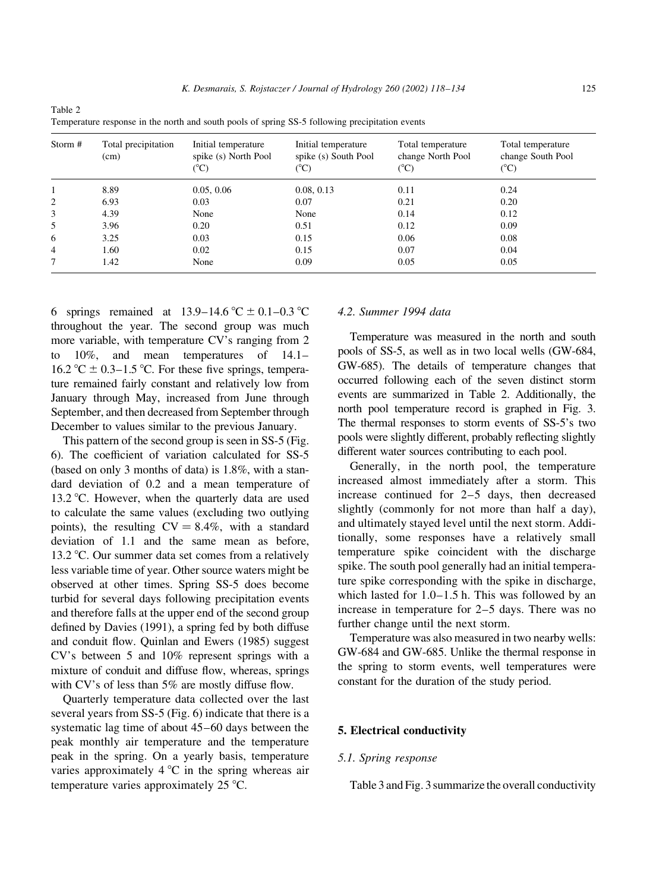Table 2
Temperature response in the north and south pools of spring SS-5 following precipitation events

| Storm # | Total precipitation (cm) | Initial temperature spike (s) North Pool (°C) | Initial temperature spike (s) South Pool (°C) | Total temperature change North Pool (°C) | Total temperature change South Pool (°C) |
|---|---|---|---|---|---|
| 1 | 8.89 | 0.05, 0.06 | 0.08, 0.13 | 0.11 | 0.24 |
| 2 | 6.93 | 0.03 | 0.07 | 0.21 | 0.20 |
| 3 | 4.39 | None | None | 0.14 | 0.12 |
| 5 | 3.96 | 0.20 | 0.51 | 0.12 | 0.09 |
| 6 | 3.25 | 0.03 | 0.15 | 0.06 | 0.08 |
| 4 | 1.60 | 0.02 | 0.15 | 0.07 | 0.04 |
| 7 | 1.42 | None | 0.09 | 0.05 | 0.05 |

6 springs remained at 13.9–14.6 °C ± 0.1–0.3 °C throughout the year. The second group was much more variable, with temperature CV's ranging from 2 to 10%, and mean temperatures of 14.1–16.2 °C ± 0.3–1.5 °C. For these five springs, temperature remained fairly constant and relatively low from January through May, increased from June through September, and then decreased from September through December to values similar to the previous January.

This pattern of the second group is seen in SS-5 (Fig. 6). The coefficient of variation calculated for SS-5 (based on only 3 months of data) is 1.8%, with a standard deviation of 0.2 and a mean temperature of 13.2 °C. However, when the quarterly data are used to calculate the same values (excluding two outlying points), the resulting CV = 8.4%, with a standard deviation of 1.1 and the same mean as before, 13.2 °C. Our summer data set comes from a relatively less variable time of year. Other source waters might be observed at other times. Spring SS-5 does become turbid for several days following precipitation events and therefore falls at the upper end of the second group defined by Davies (1991), a spring fed by both diffuse and conduit flow. Quinlan and Ewers (1985) suggest CV's between 5 and 10% represent springs with a mixture of conduit and diffuse flow, whereas, springs with CV's of less than 5% are mostly diffuse flow.

Quarterly temperature data collected over the last several years from SS-5 (Fig. 6) indicate that there is a systematic lag time of about 45–60 days between the peak monthly air temperature and the temperature peak in the spring. On a yearly basis, temperature varies approximately 4 °C in the spring whereas air temperature varies approximately 25 °C.

### *4.2. Summer 1994 data*

Temperature was measured in the north and south pools of SS-5, as well as in two local wells (GW-684, GW-685). The details of temperature changes that occurred following each of the seven distinct storm events are summarized in Table 2. Additionally, the north pool temperature record is graphed in Fig. 3. The thermal responses to storm events of SS-5's two pools were slightly different, probably reflecting slightly different water sources contributing to each pool.

Generally, in the north pool, the temperature increased almost immediately after a storm. This increase continued for 2–5 days, then decreased slightly (commonly for not more than half a day), and ultimately stayed level until the next storm. Additionally, some responses have a relatively small temperature spike coincident with the discharge spike. The south pool generally had an initial temperature spike corresponding with the spike in discharge, which lasted for 1.0–1.5 h. This was followed by an increase in temperature for 2–5 days. There was no further change until the next storm.

Temperature was also measured in two nearby wells: GW-684 and GW-685. Unlike the thermal response in the spring to storm events, well temperatures were constant for the duration of the study period.

## 5. Electrical conductivity

### *5.1. Spring response*

Table 3 and Fig. 3 summarize the overall conductivity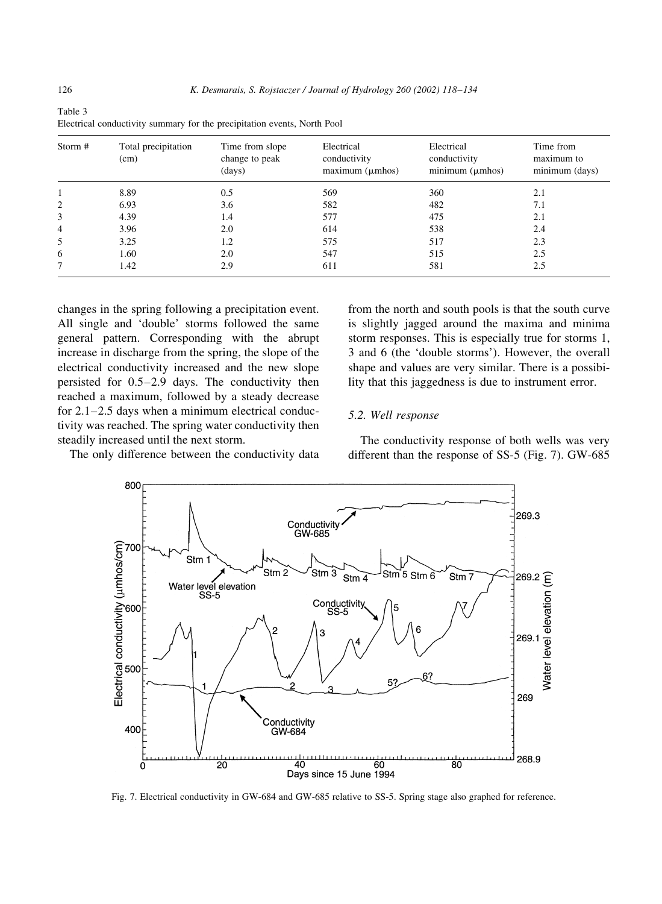Table 3
Electrical conductivity summary for the precipitation events, North Pool

| Storm # | Total precipitation (cm) | Time from slope change to peak (days) | Electrical conductivity maximum (μmhos) | Electrical conductivity minimum (μmhos) | Time from maximum to minimum (days) |
|---|---|---|---|---|---|
| 1 | 8.89 | 0.5 | 569 | 360 | 2.1 |
| 2 | 6.93 | 3.6 | 582 | 482 | 7.1 |
| 3 | 4.39 | 1.4 | 577 | 475 | 2.1 |
| 4 | 3.96 | 2.0 | 614 | 538 | 2.4 |
| 5 | 3.25 | 1.2 | 575 | 517 | 2.3 |
| 6 | 1.60 | 2.0 | 547 | 515 | 2.5 |
| 7 | 1.42 | 2.9 | 611 | 581 | 2.5 |

changes in the spring following a precipitation event. All single and 'double' storms followed the same general pattern. Corresponding with the abrupt increase in discharge from the spring, the slope of the electrical conductivity increased and the new slope persisted for 0.5–2.9 days. The conductivity then reached a maximum, followed by a steady decrease for 2.1–2.5 days when a minimum electrical conductivity was reached. The spring water conductivity then steadily increased until the next storm.

The only difference between the conductivity data from the north and south pools is that the south curve is slightly jagged around the maxima and minima storm responses. This is especially true for storms 1, 3 and 6 (the 'double storms'). However, the overall shape and values are very similar. There is a possibility that this jaggedness is due to instrument error.

### 5.2. Well response

The conductivity response of both wells was very different than the response of SS-5 (Fig. 7). GW-685

Fig. 7. Electrical conductivity in GW-684 and GW-685 relative to SS-5. Spring stage also graphed for reference.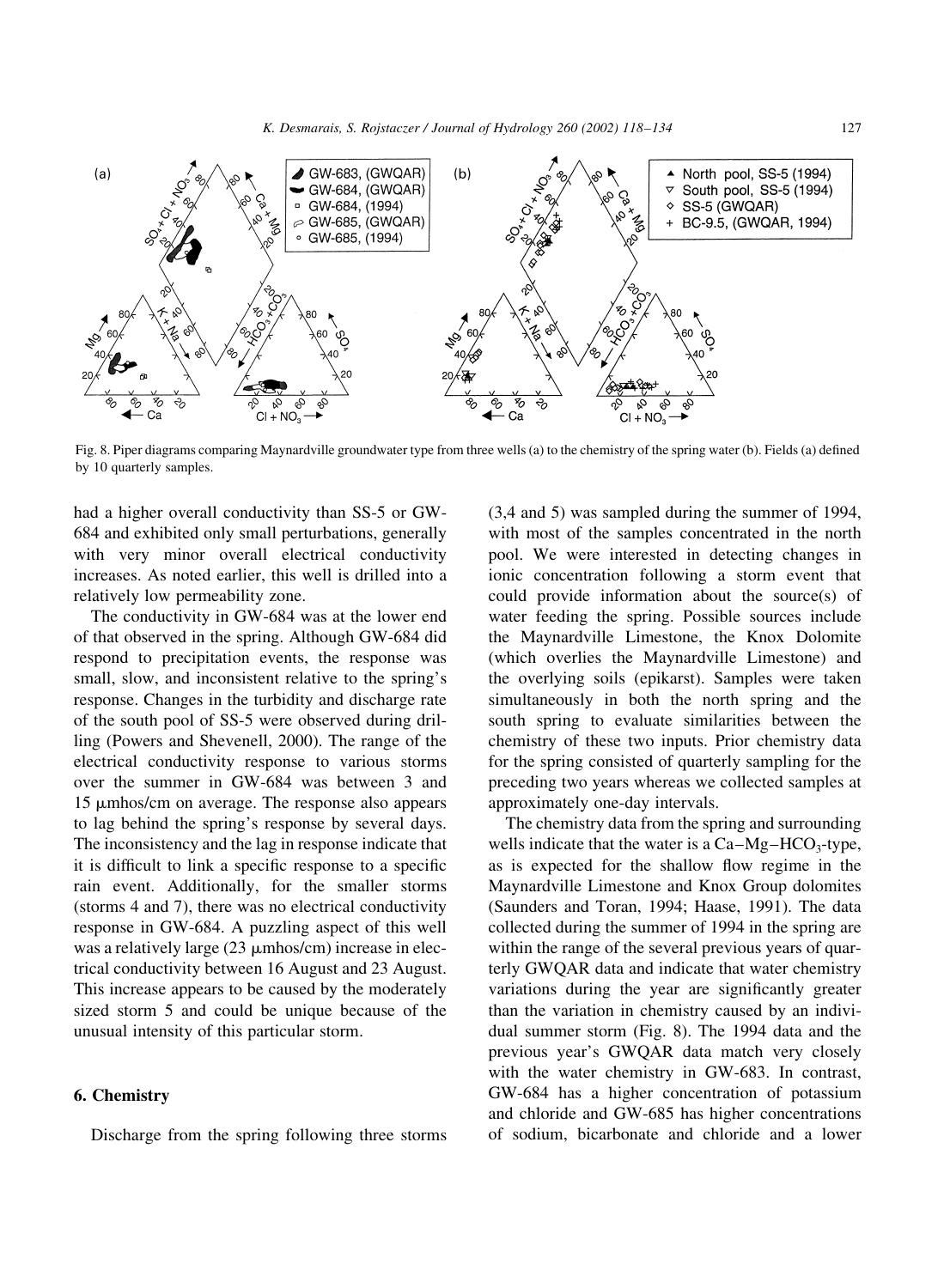Fig. 8. Piper diagrams comparing Maynardville groundwater type from three wells (a) to the chemistry of the spring water (b). Fields (a) defined by 10 quarterly samples.

had a higher overall conductivity than SS-5 or GW-684 and exhibited only small perturbations, generally with very minor overall electrical conductivity increases. As noted earlier, this well is drilled into a relatively low permeability zone.

The conductivity in GW-684 was at the lower end of that observed in the spring. Although GW-684 did respond to precipitation events, the response was small, slow, and inconsistent relative to the spring's response. Changes in the turbidity and discharge rate of the south pool of SS-5 were observed during drilling (Powers and Shevenell, 2000). The range of the electrical conductivity response to various storms over the summer in GW-684 was between 3 and 15 μmhos/cm on average. The response also appears to lag behind the spring's response by several days. The inconsistency and the lag in response indicate that it is difficult to link a specific response to a specific rain event. Additionally, for the smaller storms (storms 4 and 7), there was no electrical conductivity response in GW-684. A puzzling aspect of this well was a relatively large (23 μmhos/cm) increase in electrical conductivity between 16 August and 23 August. This increase appears to be caused by the moderately sized storm 5 and could be unique because of the unusual intensity of this particular storm.

## 6. Chemistry

Discharge from the spring following three storms (3,4 and 5) was sampled during the summer of 1994, with most of the samples concentrated in the north pool. We were interested in detecting changes in ionic concentration following a storm event that could provide information about the source(s) of water feeding the spring. Possible sources include the Maynardville Limestone, the Knox Dolomite (which overlies the Maynardville Limestone) and the overlying soils (epikarst). Samples were taken simultaneously in both the north spring and the south spring to evaluate similarities between the chemistry of these two inputs. Prior chemistry data for the spring consisted of quarterly sampling for the preceding two years whereas we collected samples at approximately one-day intervals.

The chemistry data from the spring and surrounding wells indicate that the water is a Ca–Mg–$HCO_3$-type, as is expected for the shallow flow regime in the Maynardville Limestone and Knox Group dolomites (Saunders and Toran, 1994; Haase, 1991). The data collected during the summer of 1994 in the spring are within the range of the several previous years of quarterly GWQAR data and indicate that water chemistry variations during the year are significantly greater than the variation in chemistry caused by an individual summer storm (Fig. 8). The 1994 data and the previous year's GWQAR data match very closely with the water chemistry in GW-683. In contrast, GW-684 has a higher concentration of potassium and chloride and GW-685 has higher concentrations of sodium, bicarbonate and chloride and a lower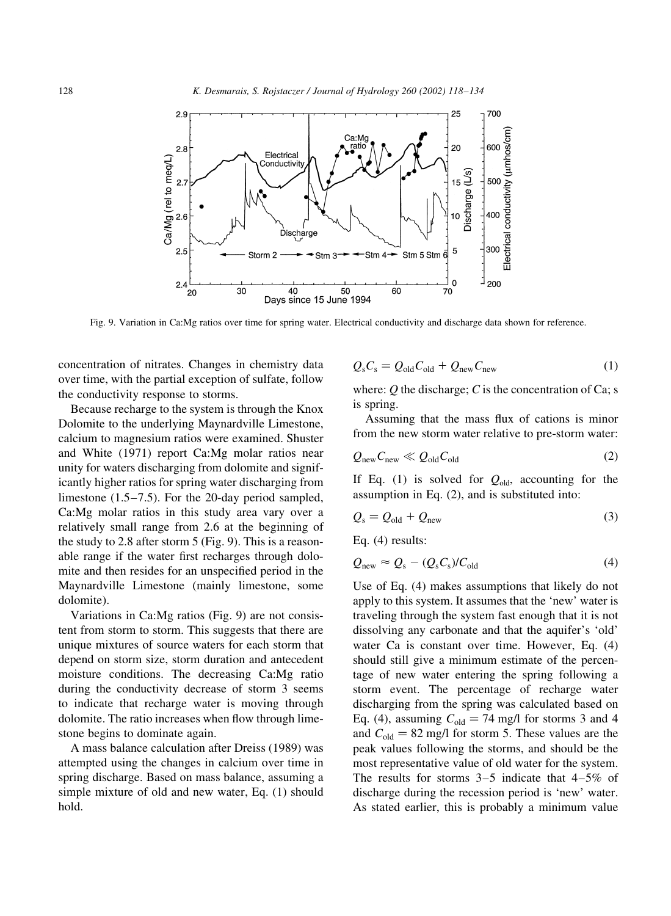Fig. 9. Variation in Ca:Mg ratios over time for spring water. Electrical conductivity and discharge data shown for reference.

concentration of nitrates. Changes in chemistry data over time, with the partial exception of sulfate, follow the conductivity response to storms.

Because recharge to the system is through the Knox Dolomite to the underlying Maynardville Limestone, calcium to magnesium ratios were examined. Shuster and White (1971) report Ca:Mg molar ratios near unity for waters discharging from dolomite and significantly higher ratios for spring water discharging from limestone (1.5–7.5). For the 20-day period sampled, Ca:Mg molar ratios in this study area vary over a relatively small range from 2.6 at the beginning of the study to 2.8 after storm 5 (Fig. 9). This is a reasonable range if the water first recharges through dolomite and then resides for an unspecified period in the Maynardville Limestone (mainly limestone, some dolomite).

Variations in Ca:Mg ratios (Fig. 9) are not consistent from storm to storm. This suggests that there are unique mixtures of source waters for each storm that depend on storm size, storm duration and antecedent moisture conditions. The decreasing Ca:Mg ratio during the conductivity decrease of storm 3 seems to indicate that recharge water is moving through dolomite. The ratio increases when flow through limestone begins to dominate again.

A mass balance calculation after Dreiss (1989) was attempted using the changes in calcium over time in spring discharge. Based on mass balance, assuming a simple mixture of old and new water, Eq. (1) should hold.

$$Q_s C_s = Q_{old} C_{old} + Q_{new} C_{new} \tag{1}$$

where: $Q$ the discharge; $C$ is the concentration of Ca; s is spring.

Assuming that the mass flux of cations is minor from the new storm water relative to pre-storm water:

$$Q_{new} C_{new} \ll Q_{old} C_{old} \tag{2}$$

If Eq. (1) is solved for $Q_{old}$, accounting for the assumption in Eq. (2), and is substituted into:

$$Q_s = Q_{old} + Q_{new} \tag{3}$$

Eq. (4) results:

$$Q_{new} \approx Q_s - (Q_s C_s)/C_{old} \tag{4}$$

Use of Eq. (4) makes assumptions that likely do not apply to this system. It assumes that the 'new' water is traveling through the system fast enough that it is not dissolving any carbonate and that the aquifer's 'old' water Ca is constant over time. However, Eq. (4) should still give a minimum estimate of the percentage of new water entering the spring following a storm event. The percentage of recharge water discharging from the spring was calculated based on Eq. (4), assuming $C_{old} = 74$ mg/l for storms 3 and 4 and $C_{old} = 82$ mg/l for storm 5. These values are the peak values following the storms, and should be the most representative value of old water for the system. The results for storms 3–5 indicate that 4–5% of discharge during the recession period is 'new' water. As stated earlier, this is probably a minimum value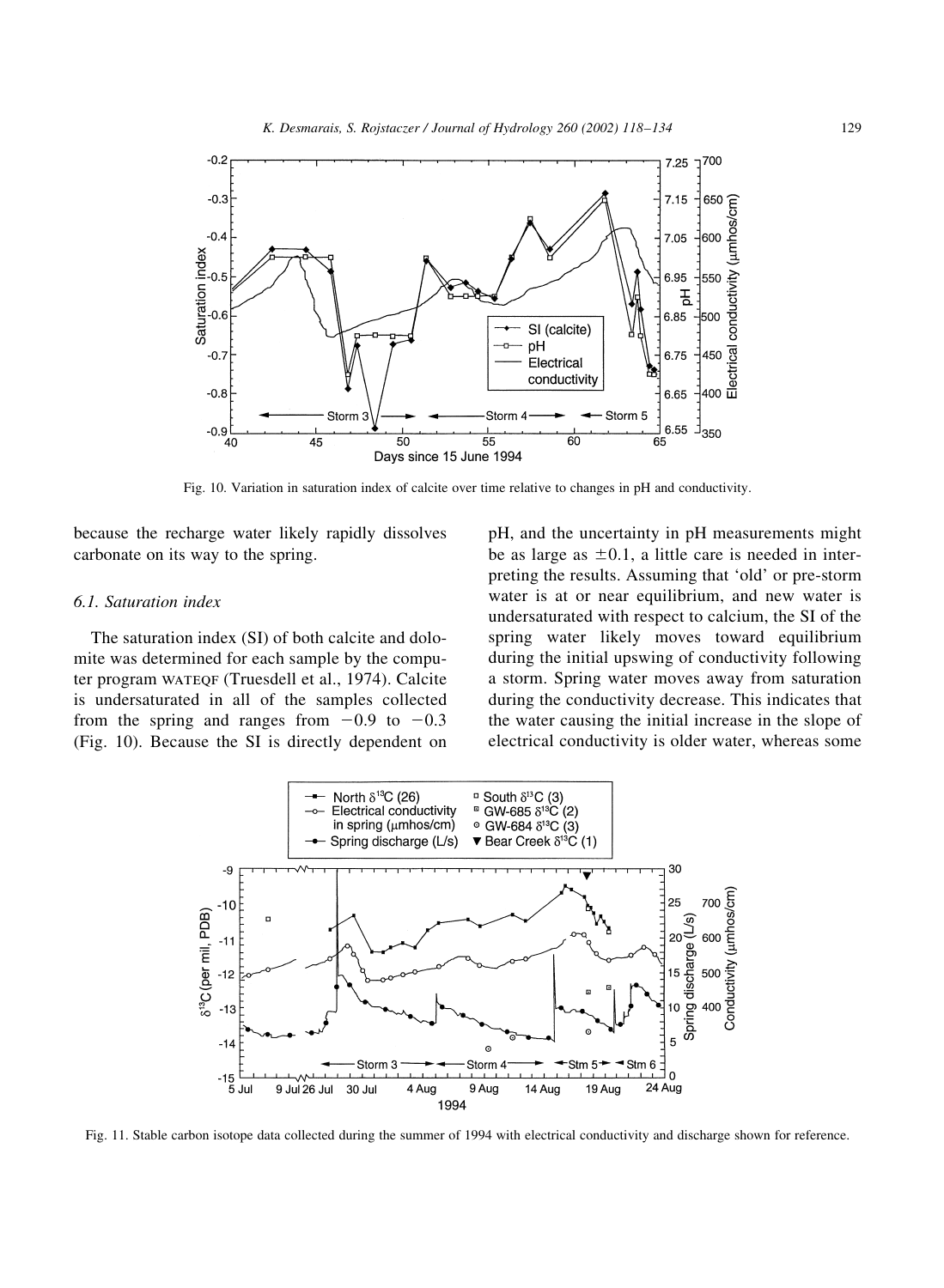Fig. 10. Variation in saturation index of calcite over time relative to changes in pH and conductivity.

because the recharge water likely rapidly dissolves carbonate on its way to the spring.

### 6.1. Saturation index

The saturation index (SI) of both calcite and dolomite was determined for each sample by the computer program WATEQF (Truesdell et al., 1974). Calcite is undersaturated in all of the samples collected from the spring and ranges from $-0.9$ to $-0.3$ (Fig. 10). Because the SI is directly dependent on pH, and the uncertainty in pH measurements might be as large as $\pm 0.1$, a little care is needed in interpreting the results. Assuming that 'old' or pre-storm water is at or near equilibrium, and new water is undersaturated with respect to calcium, the SI of the spring water likely moves toward equilibrium during the initial upswing of conductivity following a storm. Spring water moves away from saturation during the conductivity decrease. This indicates that the water causing the initial increase in the slope of electrical conductivity is older water, whereas some

Fig. 11. Stable carbon isotope data collected during the summer of 1994 with electrical conductivity and discharge shown for reference.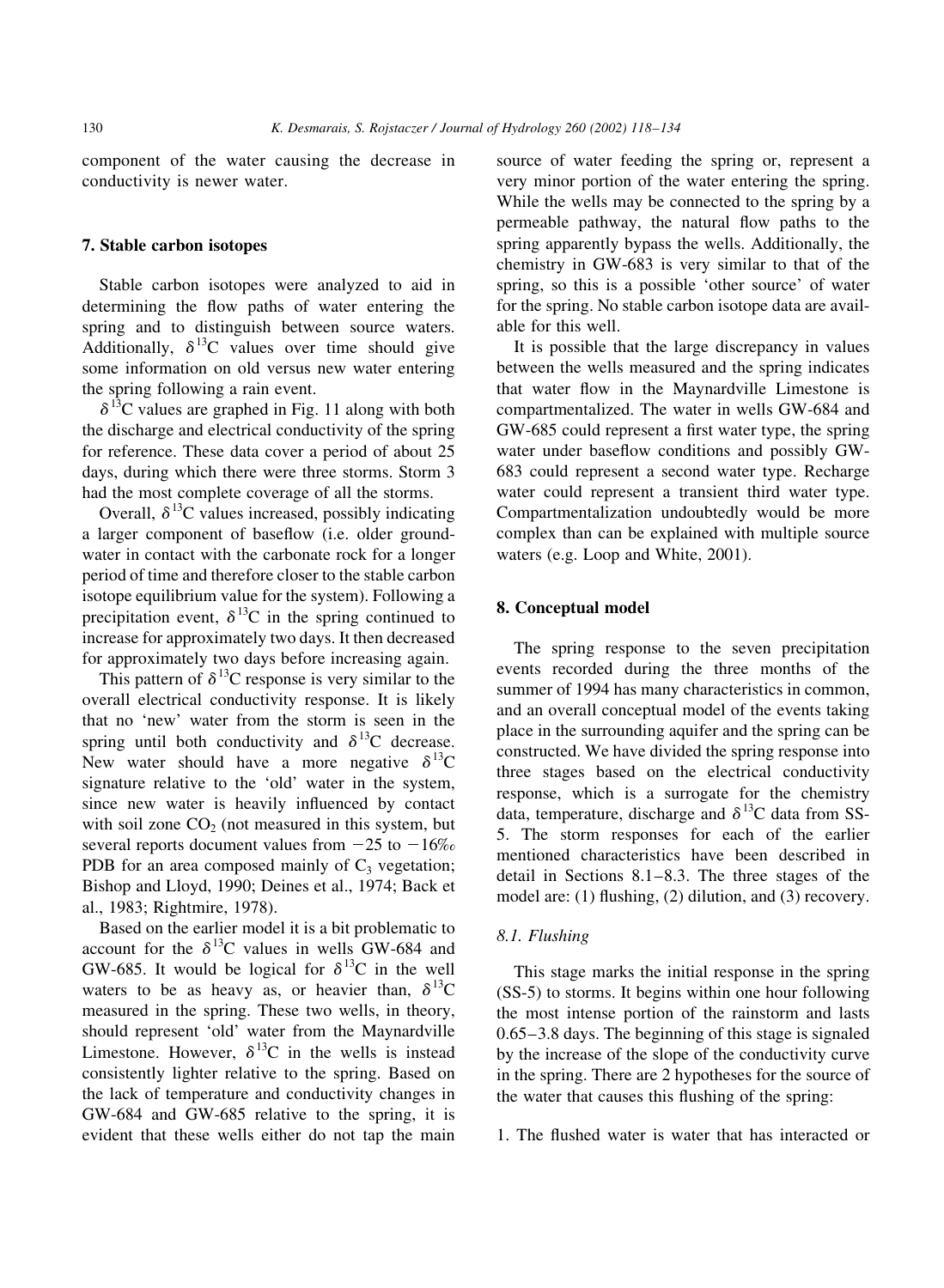component of the water causing the decrease in conductivity is newer water.

## 7. Stable carbon isotopes

Stable carbon isotopes were analyzed to aid in determining the flow paths of water entering the spring and to distinguish between source waters. Additionally, $\delta^{13}C$ values over time should give some information on old versus new water entering the spring following a rain event.

$\delta^{13}C$ values are graphed in Fig. 11 along with both the discharge and electrical conductivity of the spring for reference. These data cover a period of about 25 days, during which there were three storms. Storm 3 had the most complete coverage of all the storms.

Overall, $\delta^{13}C$ values increased, possibly indicating a larger component of baseflow (i.e. older groundwater in contact with the carbonate rock for a longer period of time and therefore closer to the stable carbon isotope equilibrium value for the system). Following a precipitation event, $\delta^{13}C$ in the spring continued to increase for approximately two days. It then decreased for approximately two days before increasing again.

This pattern of $\delta^{13}C$ response is very similar to the overall electrical conductivity response. It is likely that no 'new' water from the storm is seen in the spring until both conductivity and $\delta^{13}C$ decrease. New water should have a more negative $\delta^{13}C$ signature relative to the 'old' water in the system, since new water is heavily influenced by contact with soil zone $CO_2$ (not measured in this system, but several reports document values from $-25$ to $-16$‰ PDB for an area composed mainly of $C_3$ vegetation; Bishop and Lloyd, 1990; Deines et al., 1974; Back et al., 1983; Rightmire, 1978).

Based on the earlier model it is a bit problematic to account for the $\delta^{13}C$ values in wells GW-684 and GW-685. It would be logical for $\delta^{13}C$ in the well waters to be as heavy as, or heavier than, $\delta^{13}C$ measured in the spring. These two wells, in theory, should represent 'old' water from the Maynardville Limestone. However, $\delta^{13}C$ in the wells is instead consistently lighter relative to the spring. Based on the lack of temperature and conductivity changes in GW-684 and GW-685 relative to the spring, it is evident that these wells either do not tap the main source of water feeding the spring or, represent a very minor portion of the water entering the spring. While the wells may be connected to the spring by a permeable pathway, the natural flow paths to the spring apparently bypass the wells. Additionally, the chemistry in GW-683 is very similar to that of the spring, so this is a possible 'other source' of water for the spring. No stable carbon isotope data are available for this well.

It is possible that the large discrepancy in values between the wells measured and the spring indicates that water flow in the Maynardville Limestone is compartmentalized. The water in wells GW-684 and GW-685 could represent a first water type, the spring water under baseflow conditions and possibly GW-683 could represent a second water type. Recharge water could represent a transient third water type. Compartmentalization undoubtedly would be more complex than can be explained with multiple source waters (e.g. Loop and White, 2001).

## 8. Conceptual model

The spring response to the seven precipitation events recorded during the three months of the summer of 1994 has many characteristics in common, and an overall conceptual model of the events taking place in the surrounding aquifer and the spring can be constructed. We have divided the spring response into three stages based on the electrical conductivity response, which is a surrogate for the chemistry data, temperature, discharge and $\delta^{13}C$ data from SS-5. The storm responses for each of the earlier mentioned characteristics have been described in detail in Sections 8.1–8.3. The three stages of the model are: (1) flushing, (2) dilution, and (3) recovery.

### 8.1. Flushing

This stage marks the initial response in the spring (SS-5) to storms. It begins within one hour following the most intense portion of the rainstorm and lasts 0.65–3.8 days. The beginning of this stage is signaled by the increase of the slope of the conductivity curve in the spring. There are 2 hypotheses for the source of the water that causes this flushing of the spring:

1. The flushed water is water that has interacted or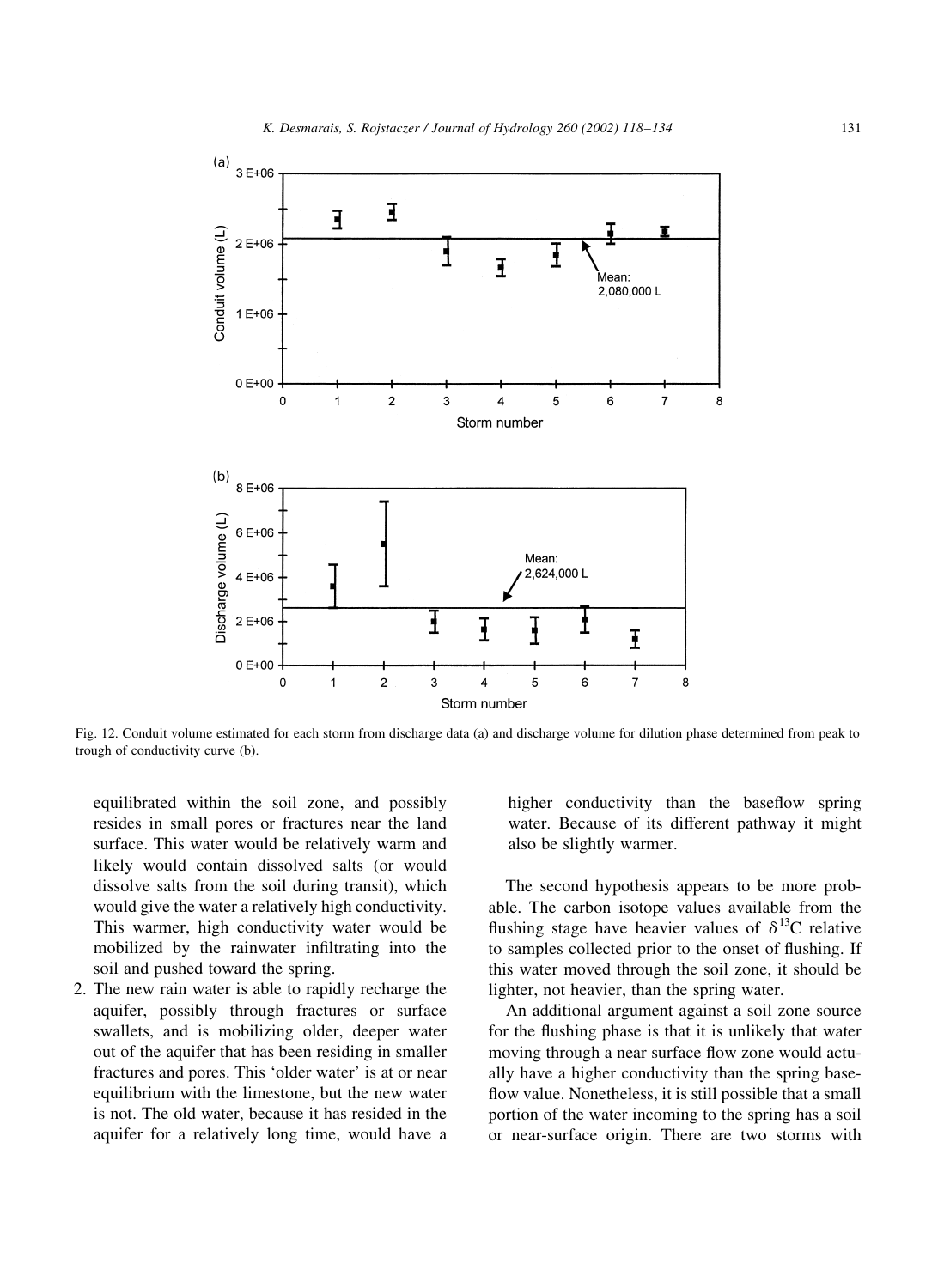Fig. 12. Conduit volume estimated for each storm from discharge data (a) and discharge volume for dilution phase determined from peak to trough of conductivity curve (b).

equilibrated within the soil zone, and possibly resides in small pores or fractures near the land surface. This water would be relatively warm and likely would contain dissolved salts (or would dissolve salts from the soil during transit), which would give the water a relatively high conductivity. This warmer, high conductivity water would be mobilized by the rainwater infiltrating into the soil and pushed toward the spring.

2. The new rain water is able to rapidly recharge the aquifer, possibly through fractures or surface swallets, and is mobilizing older, deeper water out of the aquifer that has been residing in smaller fractures and pores. This 'older water' is at or near equilibrium with the limestone, but the new water is not. The old water, because it has resided in the aquifer for a relatively long time, would have a higher conductivity than the baseflow spring water. Because of its different pathway it might also be slightly warmer.

The second hypothesis appears to be more probable. The carbon isotope values available from the flushing stage have heavier values of $\delta^{13}$C relative to samples collected prior to the onset of flushing. If this water moved through the soil zone, it should be lighter, not heavier, than the spring water.

An additional argument against a soil zone source for the flushing phase is that it is unlikely that water moving through a near surface flow zone would actually have a higher conductivity than the spring baseflow value. Nonetheless, it is still possible that a small portion of the water incoming to the spring has a soil or near-surface origin. There are two storms with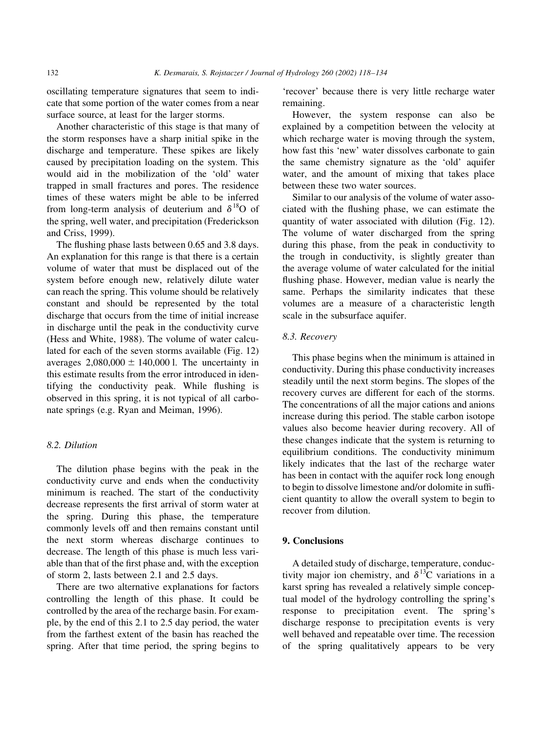oscillating temperature signatures that seem to indicate that some portion of the water comes from a near surface source, at least for the larger storms.

Another characteristic of this stage is that many of the storm responses have a sharp initial spike in the discharge and temperature. These spikes are likely caused by precipitation loading on the system. This would aid in the mobilization of the 'old' water trapped in small fractures and pores. The residence times of these waters might be able to be inferred from long-term analysis of deuterium and $\delta^{18}O$ of the spring, well water, and precipitation (Frederickson and Criss, 1999).

The flushing phase lasts between 0.65 and 3.8 days. An explanation for this range is that there is a certain volume of water that must be displaced out of the system before enough new, relatively dilute water can reach the spring. This volume should be relatively constant and should be represented by the total discharge that occurs from the time of initial increase in discharge until the peak in the conductivity curve (Hess and White, 1988). The volume of water calculated for each of the seven storms available (Fig. 12) averages $2,080,000 \pm 140,000$ l. The uncertainty in this estimate results from the error introduced in identifying the conductivity peak. While flushing is observed in this spring, it is not typical of all carbonate springs (e.g. Ryan and Meiman, 1996).

### 8.2. Dilution

The dilution phase begins with the peak in the conductivity curve and ends when the conductivity minimum is reached. The start of the conductivity decrease represents the first arrival of storm water at the spring. During this phase, the temperature commonly levels off and then remains constant until the next storm whereas discharge continues to decrease. The length of this phase is much less variable than that of the first phase and, with the exception of storm 2, lasts between 2.1 and 2.5 days.

There are two alternative explanations for factors controlling the length of this phase. It could be controlled by the area of the recharge basin. For example, by the end of this 2.1 to 2.5 day period, the water from the farthest extent of the basin has reached the spring. After that time period, the spring begins to 'recover' because there is very little recharge water remaining.

However, the system response can also be explained by a competition between the velocity at which recharge water is moving through the system, how fast this 'new' water dissolves carbonate to gain the same chemistry signature as the 'old' aquifer water, and the amount of mixing that takes place between these two water sources.

Similar to our analysis of the volume of water associated with the flushing phase, we can estimate the quantity of water associated with dilution (Fig. 12). The volume of water discharged from the spring during this phase, from the peak in conductivity to the trough in conductivity, is slightly greater than the average volume of water calculated for the initial flushing phase. However, median value is nearly the same. Perhaps the similarity indicates that these volumes are a measure of a characteristic length scale in the subsurface aquifer.

### 8.3. Recovery

This phase begins when the minimum is attained in conductivity. During this phase conductivity increases steadily until the next storm begins. The slopes of the recovery curves are different for each of the storms. The concentrations of all the major cations and anions increase during this period. The stable carbon isotope values also become heavier during recovery. All of these changes indicate that the system is returning to equilibrium conditions. The conductivity minimum likely indicates that the last of the recharge water has been in contact with the aquifer rock long enough to begin to dissolve limestone and/or dolomite in sufficient quantity to allow the overall system to begin to recover from dilution.

## 9. Conclusions

A detailed study of discharge, temperature, conductivity major ion chemistry, and $\delta^{13}C$ variations in a karst spring has revealed a relatively simple conceptual model of the hydrology controlling the spring's response to precipitation event. The spring's discharge response to precipitation events is very well behaved and repeatable over time. The recession of the spring qualitatively appears to be very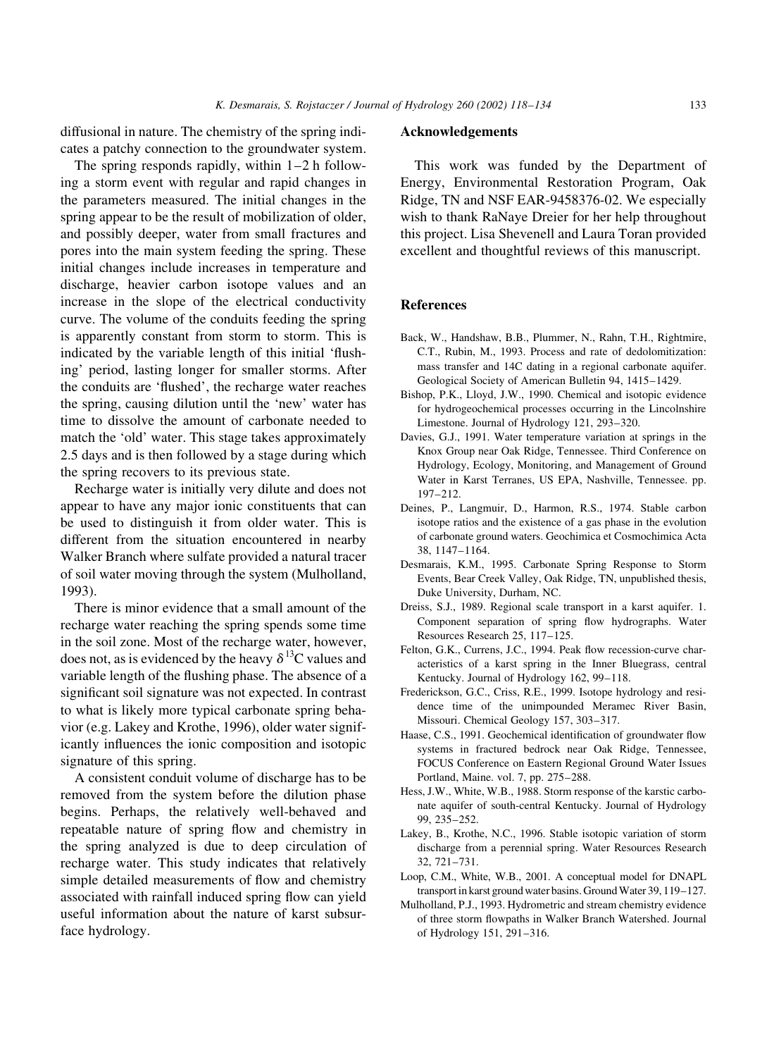diffusional in nature. The chemistry of the spring indicates a patchy connection to the groundwater system.

The spring responds rapidly, within 1–2 h following a storm event with regular and rapid changes in the parameters measured. The initial changes in the spring appear to be the result of mobilization of older, and possibly deeper, water from small fractures and pores into the main system feeding the spring. These initial changes include increases in temperature and discharge, heavier carbon isotope values and an increase in the slope of the electrical conductivity curve. The volume of the conduits feeding the spring is apparently constant from storm to storm. This is indicated by the variable length of this initial 'flushing' period, lasting longer for smaller storms. After the conduits are 'flushed', the recharge water reaches the spring, causing dilution until the 'new' water has time to dissolve the amount of carbonate needed to match the 'old' water. This stage takes approximately 2.5 days and is then followed by a stage during which the spring recovers to its previous state.

Recharge water is initially very dilute and does not appear to have any major ionic constituents that can be used to distinguish it from older water. This is different from the situation encountered in nearby Walker Branch where sulfate provided a natural tracer of soil water moving through the system (Mulholland, 1993).

There is minor evidence that a small amount of the recharge water reaching the spring spends some time in the soil zone. Most of the recharge water, however, does not, as is evidenced by the heavy $\delta^{13}C$ values and variable length of the flushing phase. The absence of a significant soil signature was not expected. In contrast to what is likely more typical carbonate spring behavior (e.g. Lakey and Krothe, 1996), older water significantly influences the ionic composition and isotopic signature of this spring.

A consistent conduit volume of discharge has to be removed from the system before the dilution phase begins. Perhaps, the relatively well-behaved and repeatable nature of spring flow and chemistry in the spring analyzed is due to deep circulation of recharge water. This study indicates that relatively simple detailed measurements of flow and chemistry associated with rainfall induced spring flow can yield useful information about the nature of karst subsurface hydrology.

## Acknowledgements

This work was funded by the Department of Energy, Environmental Restoration Program, Oak Ridge, TN and NSF EAR-9458376-02. We especially wish to thank RaNaye Dreier for her help throughout this project. Lisa Shevenell and Laura Toran provided excellent and thoughtful reviews of this manuscript.

## References

Back, W., Handshaw, B.B., Plummer, N., Rahn, T.H., Rightmire, C.T., Rubin, M., 1993. Process and rate of dedolomitization: mass transfer and 14C dating in a regional carbonate aquifer. Geological Society of American Bulletin 94, 1415–1429.

Bishop, P.K., Lloyd, J.W., 1990. Chemical and isotopic evidence for hydrogeochemical processes occurring in the Lincolnshire Limestone. Journal of Hydrology 121, 293–320.

Davies, G.J., 1991. Water temperature variation at springs in the Knox Group near Oak Ridge, Tennessee. Third Conference on Hydrology, Ecology, Monitoring, and Management of Ground Water in Karst Terranes, US EPA, Nashville, Tennessee. pp. 197–212.

Deines, P., Langmuir, D., Harmon, R.S., 1974. Stable carbon isotope ratios and the existence of a gas phase in the evolution of carbonate ground waters. Geochimica et Cosmochimica Acta 38, 1147–1164.

Desmarais, K.M., 1995. Carbonate Spring Response to Storm Events, Bear Creek Valley, Oak Ridge, TN, unpublished thesis, Duke University, Durham, NC.

Dreiss, S.J., 1989. Regional scale transport in a karst aquifer. 1. Component separation of spring flow hydrographs. Water Resources Research 25, 117–125.

Felton, G.K., Currens, J.C., 1994. Peak flow recession-curve characteristics of a karst spring in the Inner Bluegrass, central Kentucky. Journal of Hydrology 162, 99–118.

Frederickson, G.C., Criss, R.E., 1999. Isotope hydrology and residence time of the unimpounded Meramec River Basin, Missouri. Chemical Geology 157, 303–317.

Haase, C.S., 1991. Geochemical identification of groundwater flow systems in fractured bedrock near Oak Ridge, Tennessee, FOCUS Conference on Eastern Regional Ground Water Issues Portland, Maine. vol. 7, pp. 275–288.

Hess, J.W., White, W.B., 1988. Storm response of the karstic carbonate aquifer of south-central Kentucky. Journal of Hydrology 99, 235–252.

Lakey, B., Krothe, N.C., 1996. Stable isotopic variation of storm discharge from a perennial spring. Water Resources Research 32, 721–731.

Loop, C.M., White, W.B., 2001. A conceptual model for DNAPL transport in karst ground water basins. Ground Water 39, 119–127.

Mulholland, P.J., 1993. Hydrometric and stream chemistry evidence of three storm flowpaths in Walker Branch Watershed. Journal of Hydrology 151, 291–316.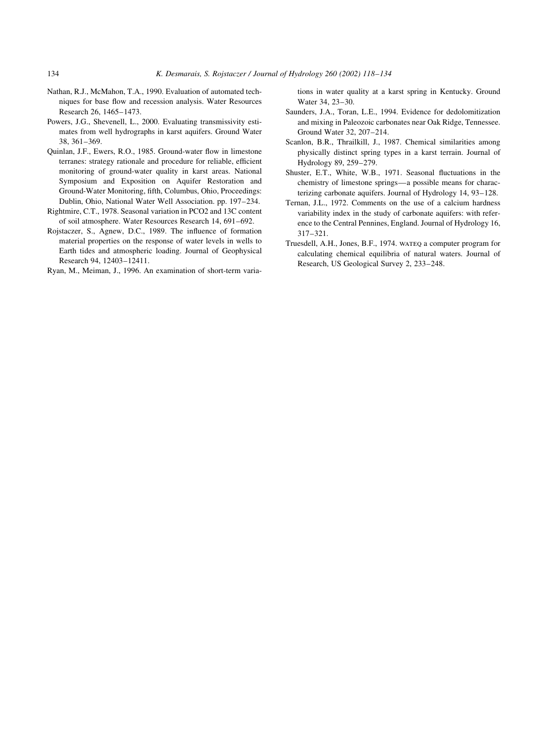Nathan, R.J., McMahon, T.A., 1990. Evaluation of automated techniques for base flow and recession analysis. Water Resources Research 26, 1465–1473.

Powers, J.G., Shevenell, L., 2000. Evaluating transmissivity estimates from well hydrographs in karst aquifers. Ground Water 38, 361–369.

Quinlan, J.F., Ewers, R.O., 1985. Ground-water flow in limestone terranes: strategy rationale and procedure for reliable, efficient monitoring of ground-water quality in karst areas. National Symposium and Exposition on Aquifer Restoration and Ground-Water Monitoring, fifth, Columbus, Ohio, Proceedings: Dublin, Ohio, National Water Well Association. pp. 197–234.

Rightmire, C.T., 1978. Seasonal variation in PCO2 and 13C content of soil atmosphere. Water Resources Research 14, 691–692.

Rojstaczer, S., Agnew, D.C., 1989. The influence of formation material properties on the response of water levels in wells to Earth tides and atmospheric loading. Journal of Geophysical Research 94, 12403–12411.

Ryan, M., Meiman, J., 1996. An examination of short-term variations in water quality at a karst spring in Kentucky. Ground Water 34, 23–30.

Saunders, J.A., Toran, L.E., 1994. Evidence for dedolomitization and mixing in Paleozoic carbonates near Oak Ridge, Tennessee. Ground Water 32, 207–214.

Scanlon, B.R., Thrailkill, J., 1987. Chemical similarities among physically distinct spring types in a karst terrain. Journal of Hydrology 89, 259–279.

Shuster, E.T., White, W.B., 1971. Seasonal fluctuations in the chemistry of limestone springs—a possible means for characterizing carbonate aquifers. Journal of Hydrology 14, 93–128.

Ternan, J.L., 1972. Comments on the use of a calcium hardness variability index in the study of carbonate aquifers: with reference to the Central Pennines, England. Journal of Hydrology 16, 317–321.

Truesdell, A.H., Jones, B.F., 1974. WATEQ a computer program for calculating chemical equilibria of natural waters. Journal of Research, US Geological Survey 2, 233–248.